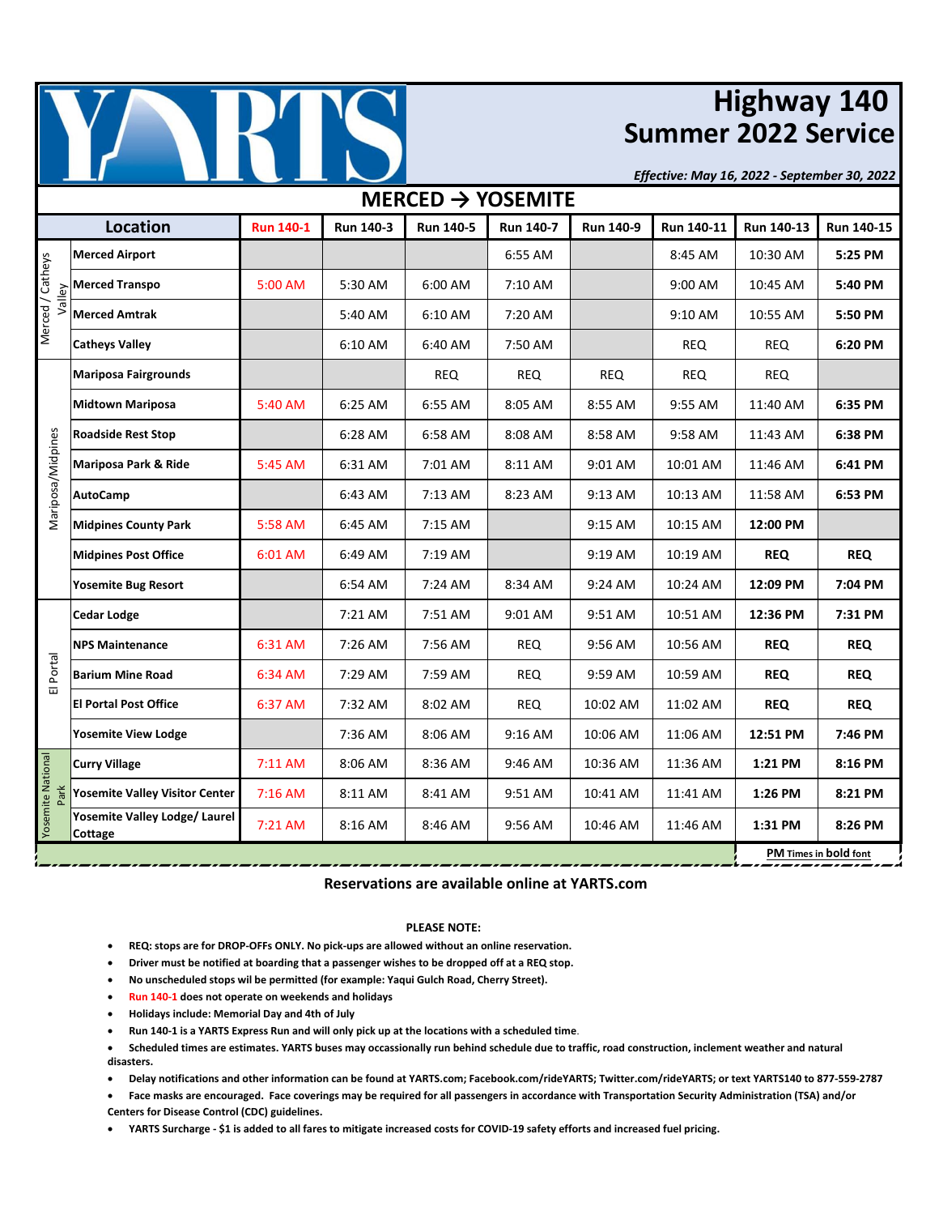# YARTS

## Highway 140 Summer 2022 Service

*Effective: May 16, 2022 - September 30, 2022*

### MERCED → YOSEMITE

| Area | Location | Run 140-1 | Run 140-3 | Run 140-5 | Run 140-7 | Run 140-9 | Run 140-11 | Run 140-13 | Run 140-15 |
|---|---|---|---|---|---|---|---|---|---|
| Merced / Catheys Valley | Merced Airport | | | | 6:55 AM | | 8:45 AM | 10:30 AM | **5:25 PM** |
| | Merced Transpo | 5:00 AM | 5:30 AM | 6:00 AM | 7:10 AM | | 9:00 AM | 10:45 AM | **5:40 PM** |
| | Merced Amtrak | | 5:40 AM | 6:10 AM | 7:20 AM | | 9:10 AM | 10:55 AM | **5:50 PM** |
| | Catheys Valley | | 6:10 AM | 6:40 AM | 7:50 AM | | REQ | REQ | **6:20 PM** |
| Mariposa/Midpines | Mariposa Fairgrounds | | | REQ | REQ | REQ | REQ | REQ | |
| | Midtown Mariposa | 5:40 AM | 6:25 AM | 6:55 AM | 8:05 AM | 8:55 AM | 9:55 AM | 11:40 AM | **6:35 PM** |
| | Roadside Rest Stop | | 6:28 AM | 6:58 AM | 8:08 AM | 8:58 AM | 9:58 AM | 11:43 AM | **6:38 PM** |
| | Mariposa Park & Ride | 5:45 AM | 6:31 AM | 7:01 AM | 8:11 AM | 9:01 AM | 10:01 AM | 11:46 AM | **6:41 PM** |
| | AutoCamp | | 6:43 AM | 7:13 AM | 8:23 AM | 9:13 AM | 10:13 AM | 11:58 AM | **6:53 PM** |
| | Midpines County Park | 5:58 AM | 6:45 AM | 7:15 AM | | 9:15 AM | 10:15 AM | **12:00 PM** | |
| | Midpines Post Office | 6:01 AM | 6:49 AM | 7:19 AM | | 9:19 AM | 10:19 AM | **REQ** | **REQ** |
| | Yosemite Bug Resort | | 6:54 AM | 7:24 AM | 8:34 AM | 9:24 AM | 10:24 AM | **12:09 PM** | **7:04 PM** |
| El Portal | Cedar Lodge | | 7:21 AM | 7:51 AM | 9:01 AM | 9:51 AM | 10:51 AM | **12:36 PM** | **7:31 PM** |
| | NPS Maintenance | 6:31 AM | 7:26 AM | 7:56 AM | REQ | 9:56 AM | 10:56 AM | **REQ** | **REQ** |
| | Barium Mine Road | 6:34 AM | 7:29 AM | 7:59 AM | REQ | 9:59 AM | 10:59 AM | **REQ** | **REQ** |
| | El Portal Post Office | 6:37 AM | 7:32 AM | 8:02 AM | REQ | 10:02 AM | 11:02 AM | **REQ** | **REQ** |
| | Yosemite View Lodge | | 7:36 AM | 8:06 AM | 9:16 AM | 10:06 AM | 11:06 AM | **12:51 PM** | **7:46 PM** |
| Yosemite National Park | Curry Village | 7:11 AM | 8:06 AM | 8:36 AM | 9:46 AM | 10:36 AM | 11:36 AM | **1:21 PM** | **8:16 PM** |
| | Yosemite Valley Visitor Center | 7:16 AM | 8:11 AM | 8:41 AM | 9:51 AM | 10:41 AM | 11:41 AM | **1:26 PM** | **8:21 PM** |
| | Yosemite Valley Lodge/ Laurel Cottage | 7:21 AM | 8:16 AM | 8:46 AM | 9:56 AM | 10:46 AM | 11:46 AM | **1:31 PM** | **8:26 PM** |

**PM** Times in **bold** font

**Reservations are available online at YARTS.com**

**PLEASE NOTE:**

- **REQ: stops are for DROP-OFFs ONLY. No pick-ups are allowed without an online reservation.**
- **Driver must be notified at boarding that a passenger wishes to be dropped off at a REQ stop.**
- **No unscheduled stops wil be permitted (for example: Yaqui Gulch Road, Cherry Street).**
- **Run 140-1 does not operate on weekends and holidays**
- **Holidays include: Memorial Day and 4th of July**
- **Run 140-1 is a YARTS Express Run and will only pick up at the locations with a scheduled time.**
- **Scheduled times are estimates. YARTS buses may occassionally run behind schedule due to traffic, road construction, inclement weather and natural disasters.**
- **Delay notifications and other information can be found at YARTS.com; Facebook.com/rideYARTS; Twitter.com/rideYARTS; or text YARTS140 to 877-559-2787**
- **Face masks are encouraged. Face coverings may be required for all passengers in accordance with Transportation Security Administration (TSA) and/or Centers for Disease Control (CDC) guidelines.**
- **YARTS Surcharge - $1 is added to all fares to mitigate increased costs for COVID-19 safety efforts and increased fuel pricing.**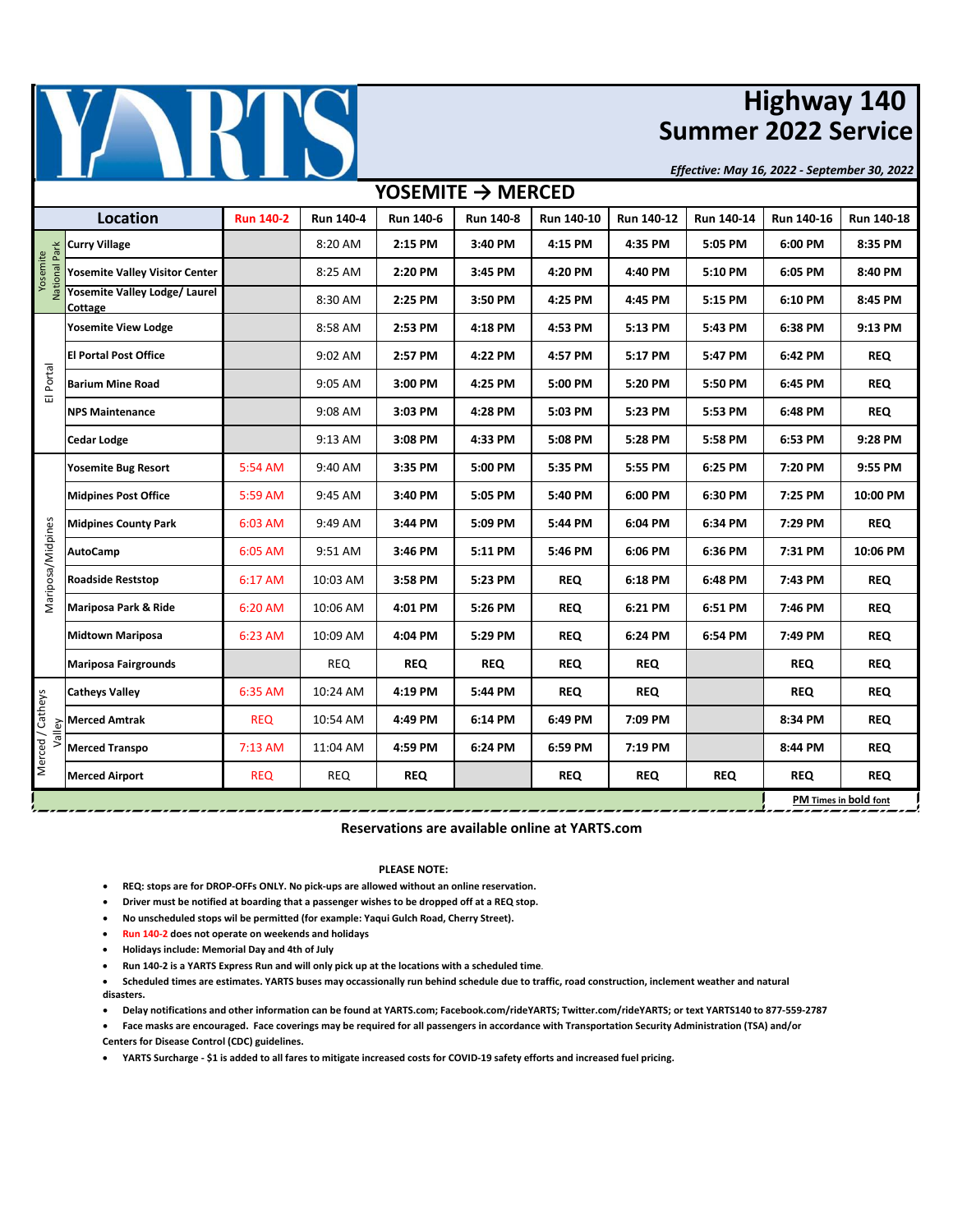# YARTS

# Highway 140 Summer 2022 Service

***Effective: May 16, 2022 - September 30, 2022***

## YOSEMITE → MERCED

| | Location | Run 140-2 | Run 140-4 | Run 140-6 | Run 140-8 | Run 140-10 | Run 140-12 | Run 140-14 | Run 140-16 | Run 140-18 |
|---|---|---|---|---|---|---|---|---|---|---|
| Yosemite National Park | Curry Village | | 8:20 AM | **2:15 PM** | **3:40 PM** | **4:15 PM** | **4:35 PM** | **5:05 PM** | **6:00 PM** | **8:35 PM** |
| | Yosemite Valley Visitor Center | | 8:25 AM | **2:20 PM** | **3:45 PM** | **4:20 PM** | **4:40 PM** | **5:10 PM** | **6:05 PM** | **8:40 PM** |
| | Yosemite Valley Lodge/ Laurel Cottage | | 8:30 AM | **2:25 PM** | **3:50 PM** | **4:25 PM** | **4:45 PM** | **5:15 PM** | **6:10 PM** | **8:45 PM** |
| El Portal | Yosemite View Lodge | | 8:58 AM | **2:53 PM** | **4:18 PM** | **4:53 PM** | **5:13 PM** | **5:43 PM** | **6:38 PM** | **9:13 PM** |
| | El Portal Post Office | | 9:02 AM | **2:57 PM** | **4:22 PM** | **4:57 PM** | **5:17 PM** | **5:47 PM** | **6:42 PM** | **REQ** |
| | Barium Mine Road | | 9:05 AM | **3:00 PM** | **4:25 PM** | **5:00 PM** | **5:20 PM** | **5:50 PM** | **6:45 PM** | **REQ** |
| | NPS Maintenance | | 9:08 AM | **3:03 PM** | **4:28 PM** | **5:03 PM** | **5:23 PM** | **5:53 PM** | **6:48 PM** | **REQ** |
| | Cedar Lodge | | 9:13 AM | **3:08 PM** | **4:33 PM** | **5:08 PM** | **5:28 PM** | **5:58 PM** | **6:53 PM** | **9:28 PM** |
| Mariposa/Midpines | Yosemite Bug Resort | 5:54 AM | 9:40 AM | **3:35 PM** | **5:00 PM** | **5:35 PM** | **5:55 PM** | **6:25 PM** | **7:20 PM** | **9:55 PM** |
| | Midpines Post Office | 5:59 AM | 9:45 AM | **3:40 PM** | **5:05 PM** | **5:40 PM** | **6:00 PM** | **6:30 PM** | **7:25 PM** | **10:00 PM** |
| | Midpines County Park | 6:03 AM | 9:49 AM | **3:44 PM** | **5:09 PM** | **5:44 PM** | **6:04 PM** | **6:34 PM** | **7:29 PM** | **REQ** |
| | AutoCamp | 6:05 AM | 9:51 AM | **3:46 PM** | **5:11 PM** | **5:46 PM** | **6:06 PM** | **6:36 PM** | **7:31 PM** | **10:06 PM** |
| | Roadside Reststop | 6:17 AM | 10:03 AM | **3:58 PM** | **5:23 PM** | **REQ** | **6:18 PM** | **6:48 PM** | **7:43 PM** | **REQ** |
| | Mariposa Park & Ride | 6:20 AM | 10:06 AM | **4:01 PM** | **5:26 PM** | **REQ** | **6:21 PM** | **6:51 PM** | **7:46 PM** | **REQ** |
| | Midtown Mariposa | 6:23 AM | 10:09 AM | **4:04 PM** | **5:29 PM** | **REQ** | **6:24 PM** | **6:54 PM** | **7:49 PM** | **REQ** |
| | Mariposa Fairgrounds | | REQ | **REQ** | **REQ** | **REQ** | **REQ** | | **REQ** | **REQ** |
| Merced / Catheys Valley | Catheys Valley | 6:35 AM | 10:24 AM | **4:19 PM** | **5:44 PM** | **REQ** | **REQ** | | **REQ** | **REQ** |
| | Merced Amtrak | REQ | 10:54 AM | **4:49 PM** | **6:14 PM** | **6:49 PM** | **7:09 PM** | | **8:34 PM** | **REQ** |
| | Merced Transpo | 7:13 AM | 11:04 AM | **4:59 PM** | **6:24 PM** | **6:59 PM** | **7:19 PM** | | **8:44 PM** | **REQ** |
| | Merced Airport | REQ | REQ | **REQ** | | **REQ** | **REQ** | **REQ** | **REQ** | **REQ** |

**PM** Times in **bold** font

**Reservations are available online at YARTS.com**

**PLEASE NOTE:**

- **REQ: stops are for DROP-OFFs ONLY. No pick-ups are allowed without an online reservation.**
- **Driver must be notified at boarding that a passenger wishes to be dropped off at a REQ stop.**
- **No unscheduled stops wil be permitted (for example: Yaqui Gulch Road, Cherry Street).**
- **Run 140-2 does not operate on weekends and holidays**
- **Holidays include: Memorial Day and 4th of July**
- **Run 140-2 is a YARTS Express Run and will only pick up at the locations with a scheduled time.**
- **Scheduled times are estimates. YARTS buses may occasionally run behind schedule due to traffic, road construction, inclement weather and natural disasters.**
- **Delay notifications and other information can be found at YARTS.com; Facebook.com/rideYARTS; Twitter.com/rideYARTS; or text YARTS140 to 877-559-2787**
- **Face masks are encouraged. Face coverings may be required for all passengers in accordance with Transportation Security Administration (TSA) and/or Centers for Disease Control (CDC) guidelines.**
- **YARTS Surcharge - $1 is added to all fares to mitigate increased costs for COVID-19 safety efforts and increased fuel pricing.**